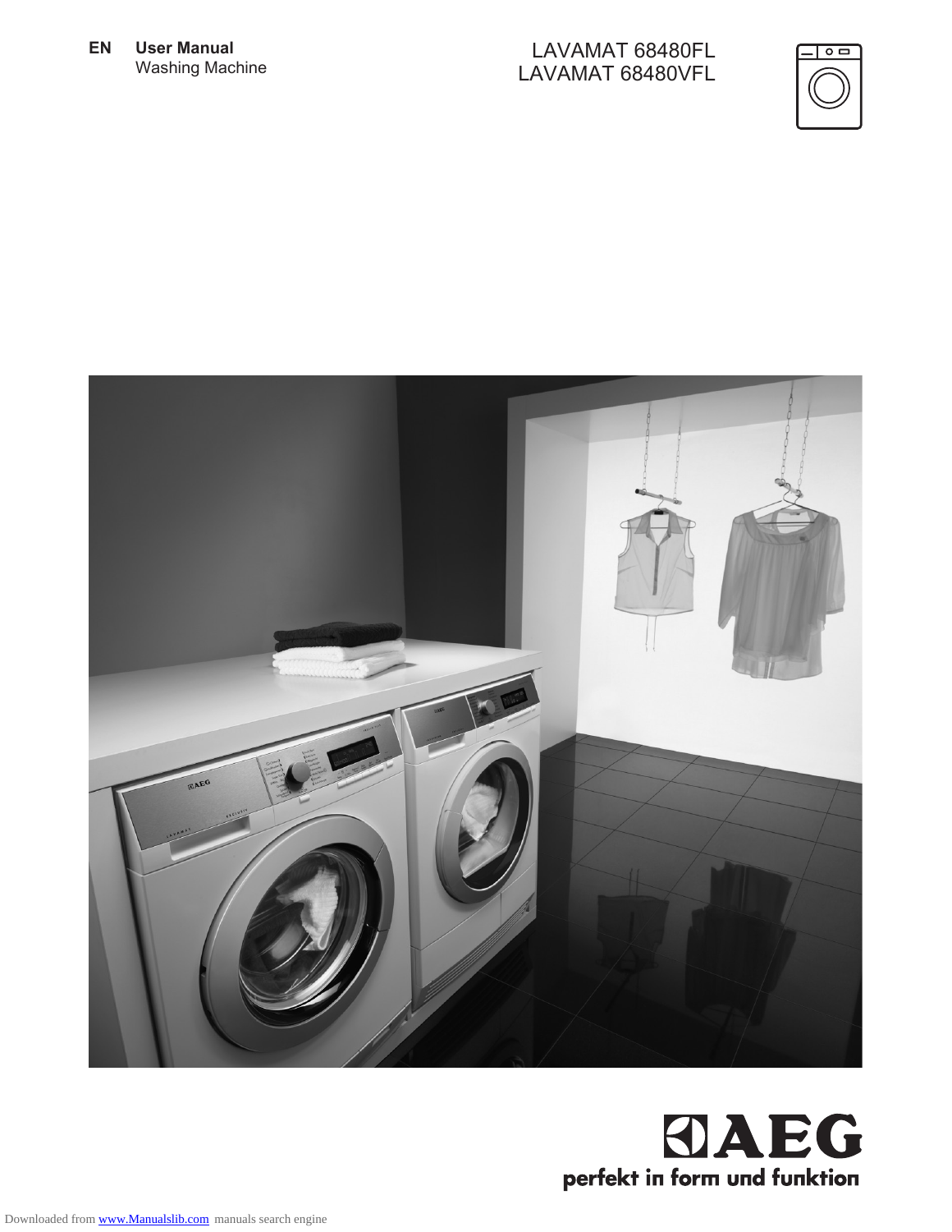**EN** **User Manual**
Washing Machine

LAVAMAT 68480FL
LAVAMAT 68480VFL

AEG
perfekt in form und funktion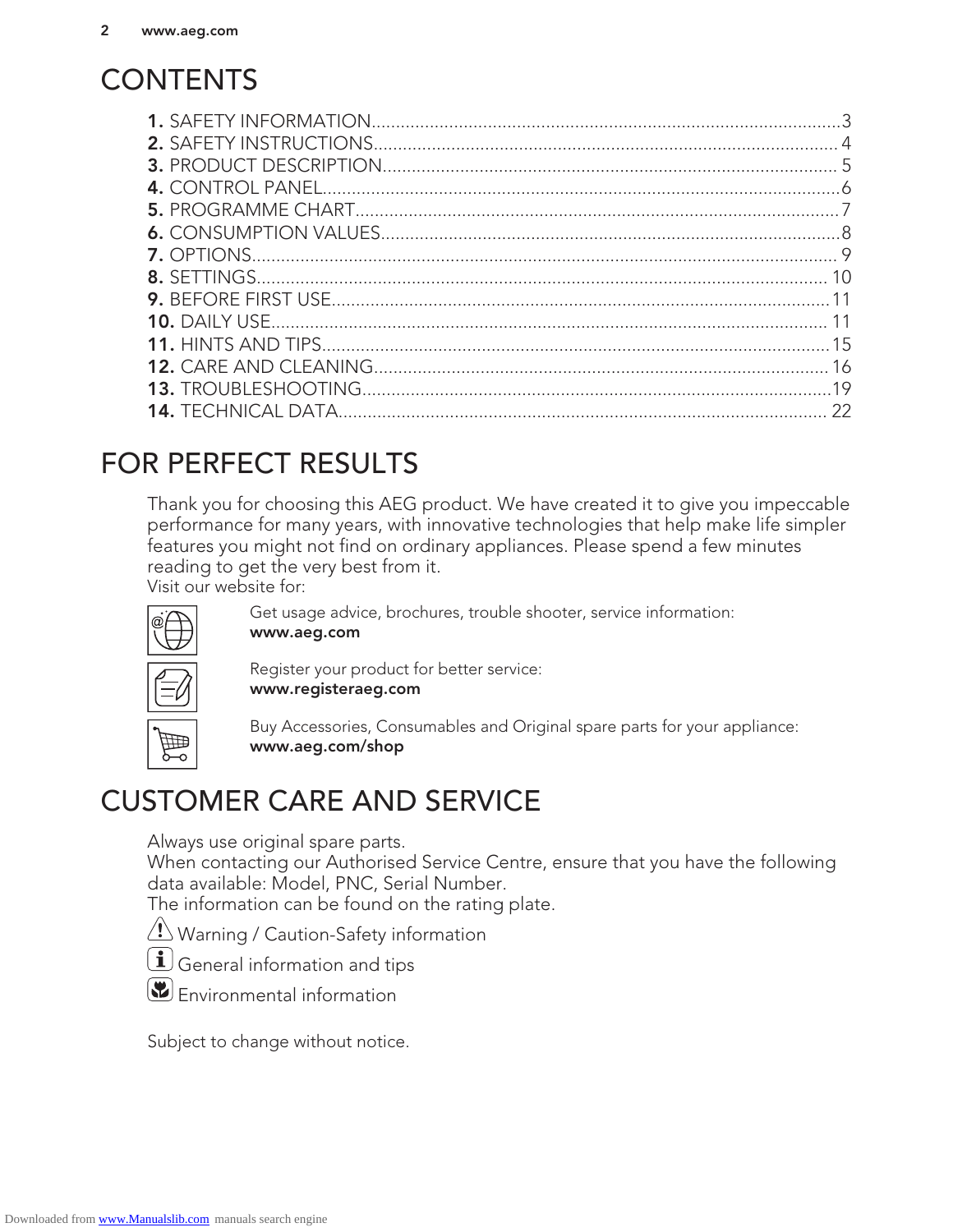# CONTENTS

**1.** SAFETY INFORMATION....................................3
**2.** SAFETY INSTRUCTIONS....................................4
**3.** PRODUCT DESCRIPTION....................................5
**4.** CONTROL PANEL....................................6
**5.** PROGRAMME CHART....................................7
**6.** CONSUMPTION VALUES....................................8
**7.** OPTIONS....................................9
**8.** SETTINGS....................................10
**9.** BEFORE FIRST USE....................................11
**10.** DAILY USE....................................11
**11.** HINTS AND TIPS....................................15
**12.** CARE AND CLEANING....................................16
**13.** TROUBLESHOOTING....................................19
**14.** TECHNICAL DATA....................................22

# FOR PERFECT RESULTS

Thank you for choosing this AEG product. We have created it to give you impeccable performance for many years, with innovative technologies that help make life simpler features you might not find on ordinary appliances. Please spend a few minutes reading to get the very best from it.
Visit our website for:

Get usage advice, brochures, trouble shooter, service information:
**www.aeg.com**

Register your product for better service:
**www.registeraeg.com**

Buy Accessories, Consumables and Original spare parts for your appliance:
**www.aeg.com/shop**

# CUSTOMER CARE AND SERVICE

Always use original spare parts.
When contacting our Authorised Service Centre, ensure that you have the following data available: Model, PNC, Serial Number.
The information can be found on the rating plate.

Warning / Caution-Safety information

General information and tips

Environmental information

Subject to change without notice.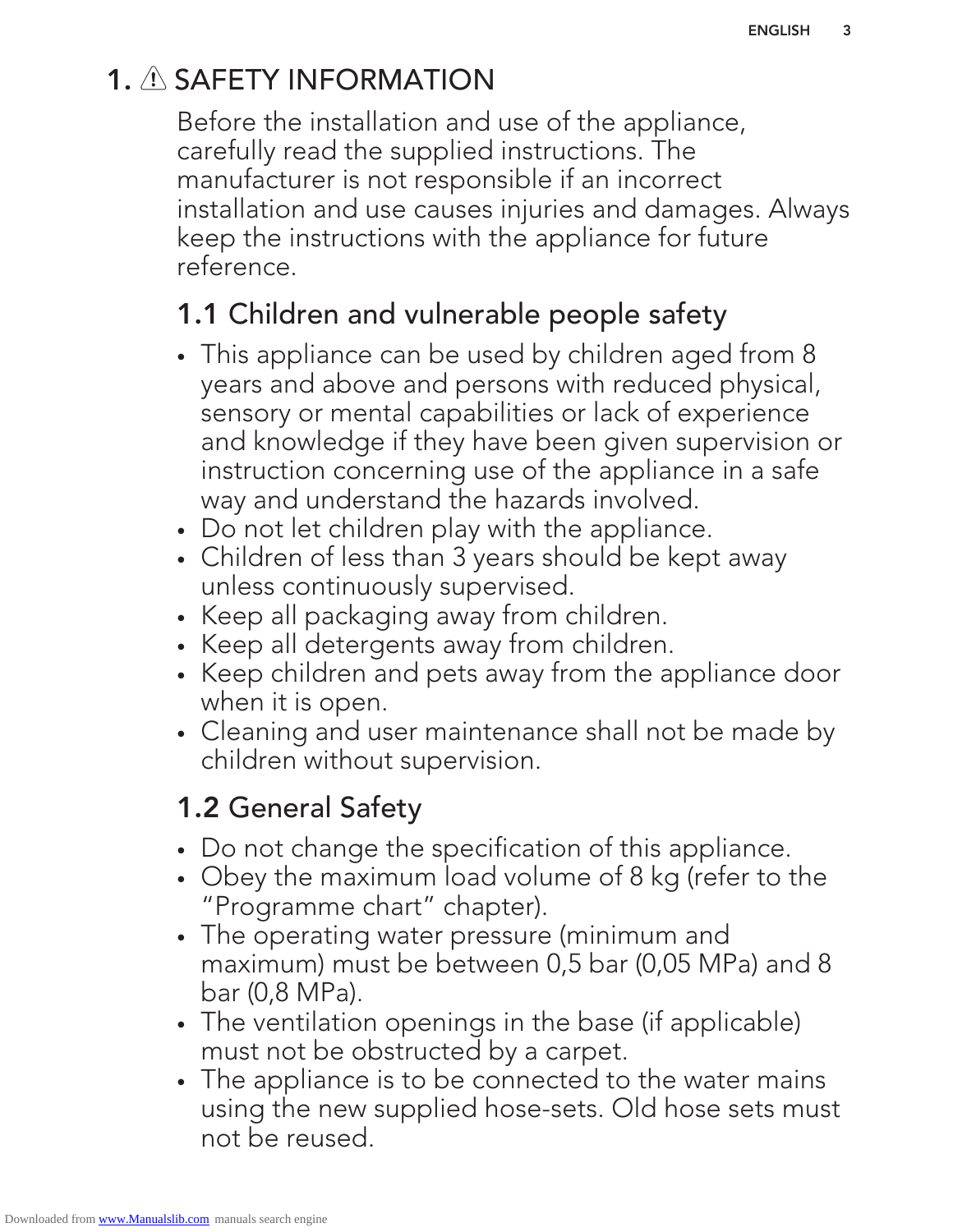# 1. ⚠ SAFETY INFORMATION

Before the installation and use of the appliance, carefully read the supplied instructions. The manufacturer is not responsible if an incorrect installation and use causes injuries and damages. Always keep the instructions with the appliance for future reference.

## 1.1 Children and vulnerable people safety

- This appliance can be used by children aged from 8 years and above and persons with reduced physical, sensory or mental capabilities or lack of experience and knowledge if they have been given supervision or instruction concerning use of the appliance in a safe way and understand the hazards involved.
- Do not let children play with the appliance.
- Children of less than 3 years should be kept away unless continuously supervised.
- Keep all packaging away from children.
- Keep all detergents away from children.
- Keep children and pets away from the appliance door when it is open.
- Cleaning and user maintenance shall not be made by children without supervision.

## 1.2 General Safety

- Do not change the specification of this appliance.
- Obey the maximum load volume of 8 kg (refer to the "Programme chart" chapter).
- The operating water pressure (minimum and maximum) must be between 0,5 bar (0,05 MPa) and 8 bar (0,8 MPa).
- The ventilation openings in the base (if applicable) must not be obstructed by a carpet.
- The appliance is to be connected to the water mains using the new supplied hose-sets. Old hose sets must not be reused.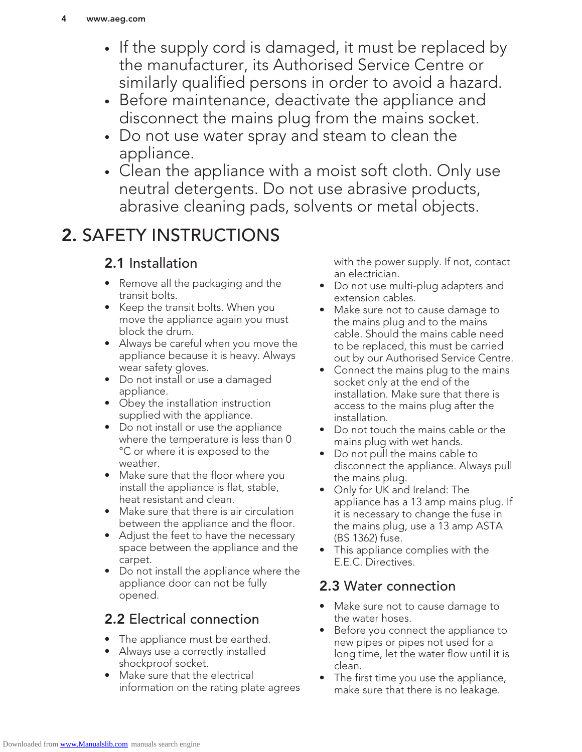- If the supply cord is damaged, it must be replaced by the manufacturer, its Authorised Service Centre or similarly qualified persons in order to avoid a hazard.
- Before maintenance, deactivate the appliance and disconnect the mains plug from the mains socket.
- Do not use water spray and steam to clean the appliance.
- Clean the appliance with a moist soft cloth. Only use neutral detergents. Do not use abrasive products, abrasive cleaning pads, solvents or metal objects.

# 2. SAFETY INSTRUCTIONS

## 2.1 Installation

- Remove all the packaging and the transit bolts.
- Keep the transit bolts. When you move the appliance again you must block the drum.
- Always be careful when you move the appliance because it is heavy. Always wear safety gloves.
- Do not install or use a damaged appliance.
- Obey the installation instruction supplied with the appliance.
- Do not install or use the appliance where the temperature is less than 0 °C or where it is exposed to the weather.
- Make sure that the floor where you install the appliance is flat, stable, heat resistant and clean.
- Make sure that there is air circulation between the appliance and the floor.
- Adjust the feet to have the necessary space between the appliance and the carpet.
- Do not install the appliance where the appliance door can not be fully opened.

## 2.2 Electrical connection

- The appliance must be earthed.
- Always use a correctly installed shockproof socket.
- Make sure that the electrical information on the rating plate agrees with the power supply. If not, contact an electrician.
- Do not use multi-plug adapters and extension cables.
- Make sure not to cause damage to the mains plug and to the mains cable. Should the mains cable need to be replaced, this must be carried out by our Authorised Service Centre.
- Connect the mains plug to the mains socket only at the end of the installation. Make sure that there is access to the mains plug after the installation.
- Do not touch the mains cable or the mains plug with wet hands.
- Do not pull the mains cable to disconnect the appliance. Always pull the mains plug.
- Only for UK and Ireland: The appliance has a 13 amp mains plug. If it is necessary to change the fuse in the mains plug, use a 13 amp ASTA (BS 1362) fuse.
- This appliance complies with the E.E.C. Directives.

## 2.3 Water connection

- Make sure not to cause damage to the water hoses.
- Before you connect the appliance to new pipes or pipes not used for a long time, let the water flow until it is clean.
- The first time you use the appliance, make sure that there is no leakage.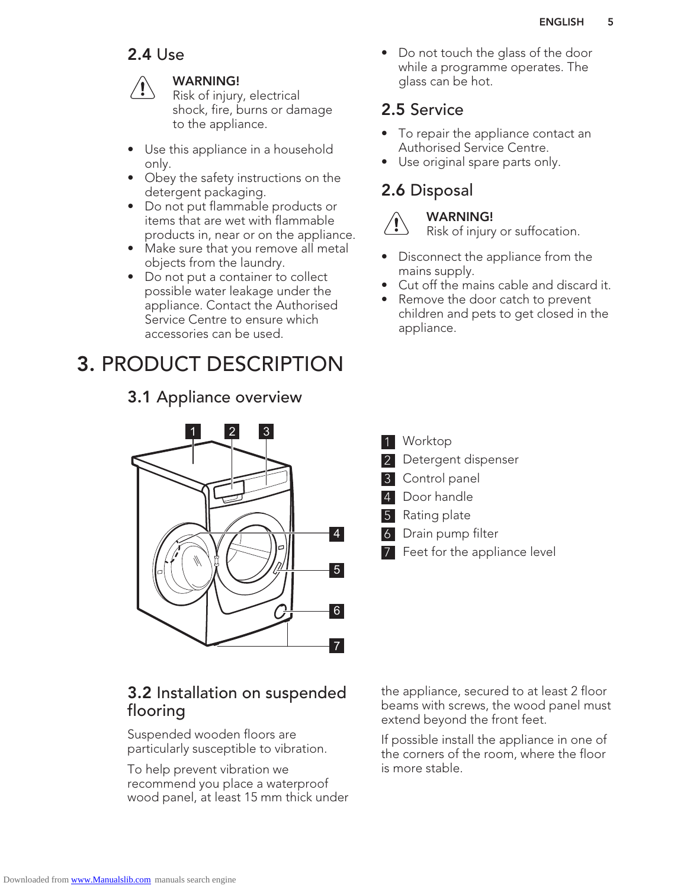## 2.4 Use

> **WARNING!**
> Risk of injury, electrical shock, fire, burns or damage to the appliance.

- Use this appliance in a household only.
- Obey the safety instructions on the detergent packaging.
- Do not put flammable products or items that are wet with flammable products in, near or on the appliance.
- Make sure that you remove all metal objects from the laundry.
- Do not put a container to collect possible water leakage under the appliance. Contact the Authorised Service Centre to ensure which accessories can be used.
- Do not touch the glass of the door while a programme operates. The glass can be hot.

## 2.5 Service

- To repair the appliance contact an Authorised Service Centre.
- Use original spare parts only.

## 2.6 Disposal

> **WARNING!**
> Risk of injury or suffocation.

- Disconnect the appliance from the mains supply.
- Cut off the mains cable and discard it.
- Remove the door catch to prevent children and pets to get closed in the appliance.

# 3. PRODUCT DESCRIPTION

## 3.1 Appliance overview

1. Worktop
2. Detergent dispenser
3. Control panel
4. Door handle
5. Rating plate
6. Drain pump filter
7. Feet for the appliance level

## 3.2 Installation on suspended flooring

Suspended wooden floors are particularly susceptible to vibration.

To help prevent vibration we recommend you place a waterproof wood panel, at least 15 mm thick under the appliance, secured to at least 2 floor beams with screws, the wood panel must extend beyond the front feet.

If possible install the appliance in one of the corners of the room, where the floor is more stable.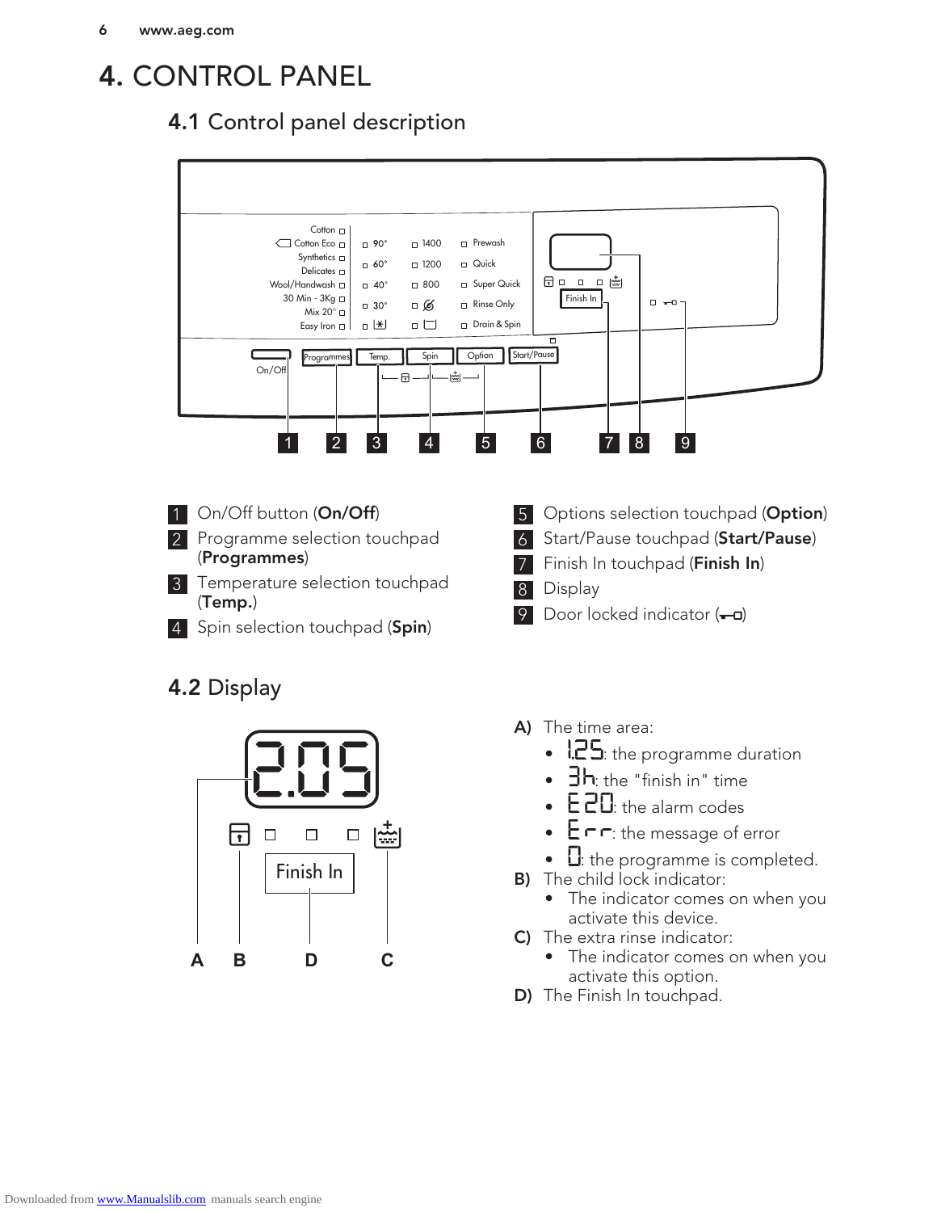# 4. CONTROL PANEL

## 4.1 Control panel description

1. On/Off button (**On/Off**)
2. Programme selection touchpad (**Programmes**)
3. Temperature selection touchpad (**Temp.**)
4. Spin selection touchpad (**Spin**)
5. Options selection touchpad (**Option**)
6. Start/Pause touchpad (**Start/Pause**)
7. Finish In touchpad (**Finish In**)
8. Display
9. Door locked indicator (⊸□)

## 4.2 Display

**A)** The time area:

- 1.25: the programme duration
- 3h: the "finish in" time
- E20: the alarm codes
- Err: the message of error
- 0: the programme is completed.

**B)** The child lock indicator:

- The indicator comes on when you activate this device.

**C)** The extra rinse indicator:

- The indicator comes on when you activate this option.

**D)** The Finish In touchpad.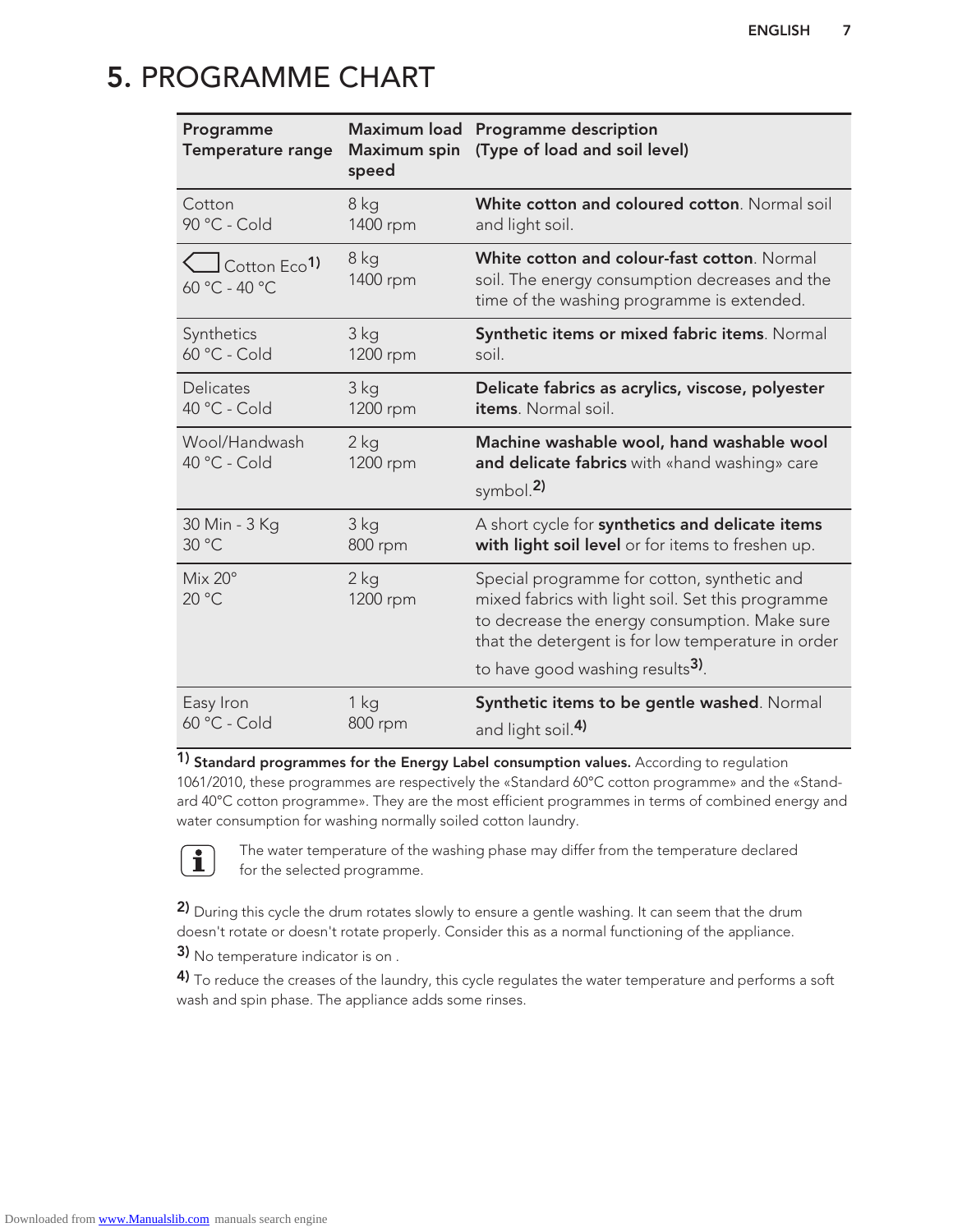# 5. PROGRAMME CHART

| Programme<br>Temperature range | Maximum load<br>Maximum spin speed | Programme description<br>(Type of load and soil level) |
|---|---|---|
| Cotton<br>90 °C - Cold | 8 kg<br>1400 rpm | **White cotton and coloured cotton**. Normal soil and light soil. |
| Cotton Eco[1]<br>60 °C - 40 °C | 8 kg<br>1400 rpm | **White cotton and colour-fast cotton**. Normal soil. The energy consumption decreases and the time of the washing programme is extended. |
| Synthetics<br>60 °C - Cold | 3 kg<br>1200 rpm | **Synthetic items or mixed fabric items**. Normal soil. |
| Delicates<br>40 °C - Cold | 3 kg<br>1200 rpm | **Delicate fabrics as acrylics, viscose, polyester items**. Normal soil. |
| Wool/Handwash<br>40 °C - Cold | 2 kg<br>1200 rpm | **Machine washable wool, hand washable wool and delicate fabrics** with «hand washing» care symbol.[2] |
| 30 Min - 3 Kg<br>30 °C | 3 kg<br>800 rpm | A short cycle for **synthetics and delicate items with light soil level** or for items to freshen up. |
| Mix 20°<br>20 °C | 2 kg<br>1200 rpm | Special programme for cotton, synthetic and mixed fabrics with light soil. Set this programme to decrease the energy consumption. Make sure that the detergent is for low temperature in order to have good washing results[3]. |
| Easy Iron<br>60 °C - Cold | 1 kg<br>800 rpm | **Synthetic items to be gentle washed**. Normal and light soil.[4] |

[1] **Standard programmes for the Energy Label consumption values.** According to regulation 1061/2010, these programmes are respectively the «Standard 60°C cotton programme» and the «Standard 40°C cotton programme». They are the most efficient programmes in terms of combined energy and water consumption for washing normally soiled cotton laundry.

The water temperature of the washing phase may differ from the temperature declared for the selected programme.

[2] During this cycle the drum rotates slowly to ensure a gentle washing. It can seem that the drum doesn't rotate or doesn't rotate properly. Consider this as a normal functioning of the appliance.

[3] No temperature indicator is on .

[4] To reduce the creases of the laundry, this cycle regulates the water temperature and performs a soft wash and spin phase. The appliance adds some rinses.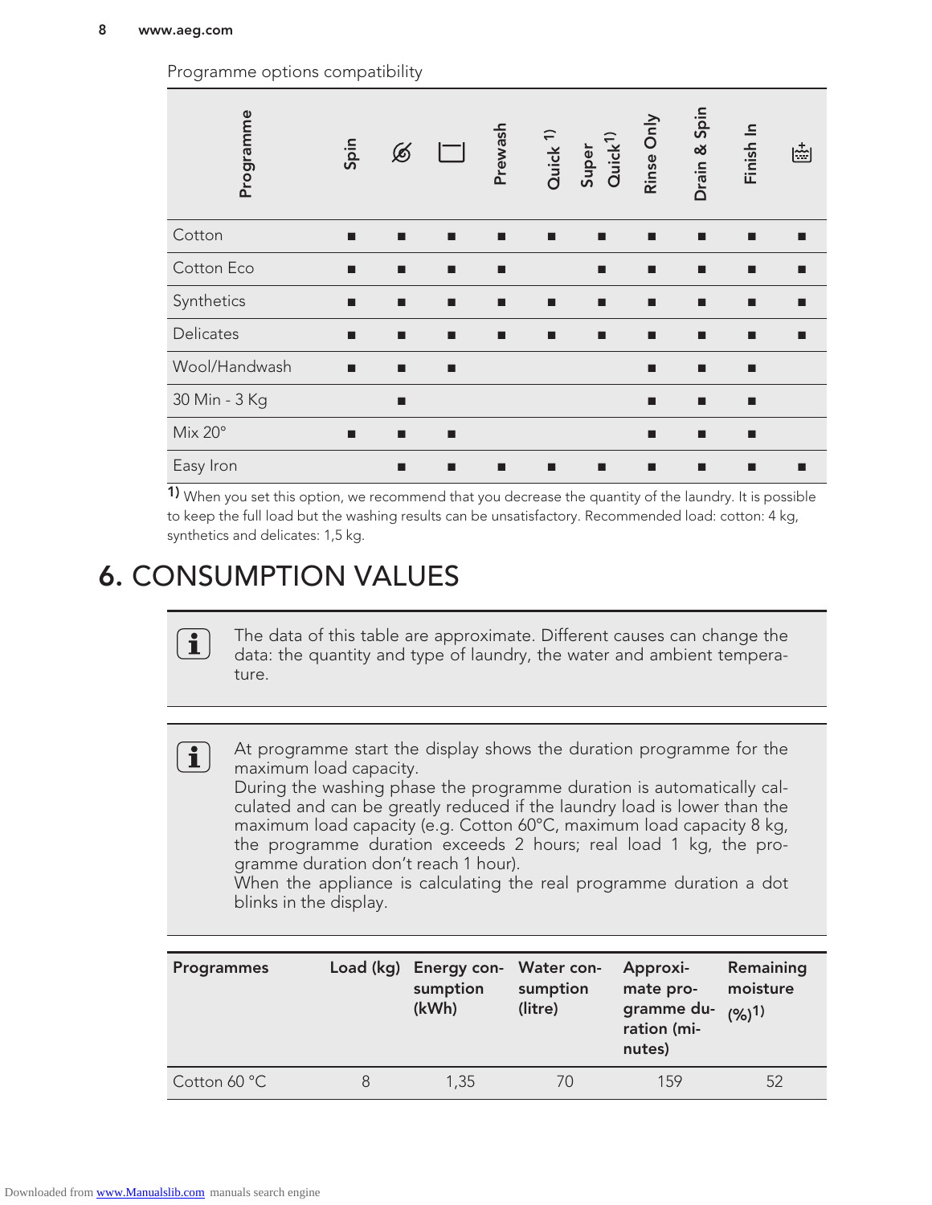Programme options compatibility

| Programme | Spin | (icon) | (icon) | Prewash | Quick [1] | Super Quick [1] | Rinse Only | Drain & Spin | Finish In | (icon) |
|---|---|---|---|---|---|---|---|---|---|---|
| Cotton | ■ | ■ | ■ | ■ | ■ | ■ | ■ | ■ | ■ | ■ |
| Cotton Eco | ■ | ■ | ■ | ■ | | ■ | ■ | ■ | ■ | ■ |
| Synthetics | ■ | ■ | ■ | ■ | ■ | ■ | ■ | ■ | ■ | ■ |
| Delicates | ■ | ■ | ■ | ■ | ■ | ■ | ■ | ■ | ■ | ■ |
| Wool/Handwash | ■ | ■ | ■ | | | | ■ | ■ | ■ | |
| 30 Min - 3 Kg | | ■ | | | | | ■ | ■ | ■ | |
| Mix 20° | ■ | ■ | ■ | | | | ■ | ■ | ■ | |
| Easy Iron | | ■ | ■ | ■ | ■ | ■ | ■ | ■ | ■ | ■ |

1) When you set this option, we recommend that you decrease the quantity of the laundry. It is possible to keep the full load but the washing results can be unsatisfactory. Recommended load: cotton: 4 kg, synthetics and delicates: 1,5 kg.

# 6. CONSUMPTION VALUES

The data of this table are approximate. Different causes can change the data: the quantity and type of laundry, the water and ambient temperature.

At programme start the display shows the duration programme for the maximum load capacity.
During the washing phase the programme duration is automatically calculated and can be greatly reduced if the laundry load is lower than the maximum load capacity (e.g. Cotton 60°C, maximum load capacity 8 kg, the programme duration exceeds 2 hours; real load 1 kg, the programme duration don't reach 1 hour).
When the appliance is calculating the real programme duration a dot blinks in the display.

| Programmes | Load (kg) | Energy consumption (kWh) | Water consumption (litre) | Approximate programme duration (minutes) | Remaining moisture (%)[1] |
|---|---|---|---|---|---|
| Cotton 60 °C | 8 | 1,35 | 70 | 159 | 52 |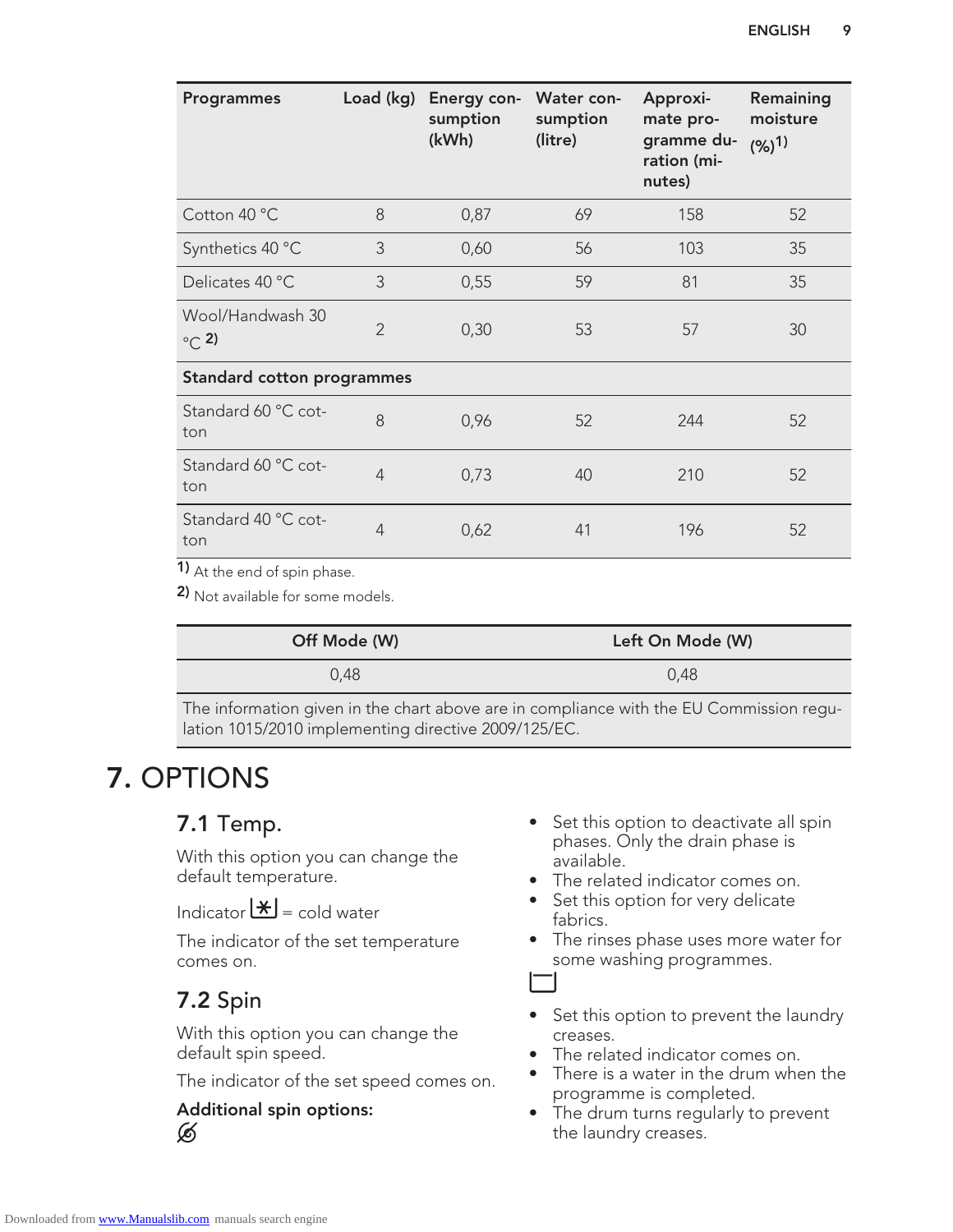| Programmes | Load (kg) | Energy consumption (kWh) | Water consumption (litre) | Approximate programme duration (minutes) | Remaining moisture (%)[1] |
|---|---|---|---|---|---|
| Cotton 40 °C | 8 | 0,87 | 69 | 158 | 52 |
| Synthetics 40 °C | 3 | 0,60 | 56 | 103 | 35 |
| Delicates 40 °C | 3 | 0,55 | 59 | 81 | 35 |
| Wool/Handwash 30 °C [2] | 2 | 0,30 | 53 | 57 | 30 |
| **Standard cotton programmes** | | | | | |
| Standard 60 °C cotton | 8 | 0,96 | 52 | 244 | 52 |
| Standard 60 °C cotton | 4 | 0,73 | 40 | 210 | 52 |
| Standard 40 °C cotton | 4 | 0,62 | 41 | 196 | 52 |

[1] At the end of spin phase.

[2] Not available for some models.

| Off Mode (W) | Left On Mode (W) |
|---|---|
| 0,48 | 0,48 |
| The information given in the chart above are in compliance with the EU Commission regulation 1015/2010 implementing directive 2009/125/EC. | |

# 7. OPTIONS

## 7.1 Temp.

With this option you can change the default temperature.

Indicator ❄ = cold water

The indicator of the set temperature comes on.

## 7.2 Spin

With this option you can change the default spin speed.

The indicator of the set speed comes on.

**Additional spin options:**

- Set this option to deactivate all spin phases. Only the drain phase is available.
- The related indicator comes on.
- Set this option for very delicate fabrics.
- The rinses phase uses more water for some washing programmes.

- Set this option to prevent the laundry creases.
- The related indicator comes on.
- There is a water in the drum when the programme is completed.
- The drum turns regularly to prevent the laundry creases.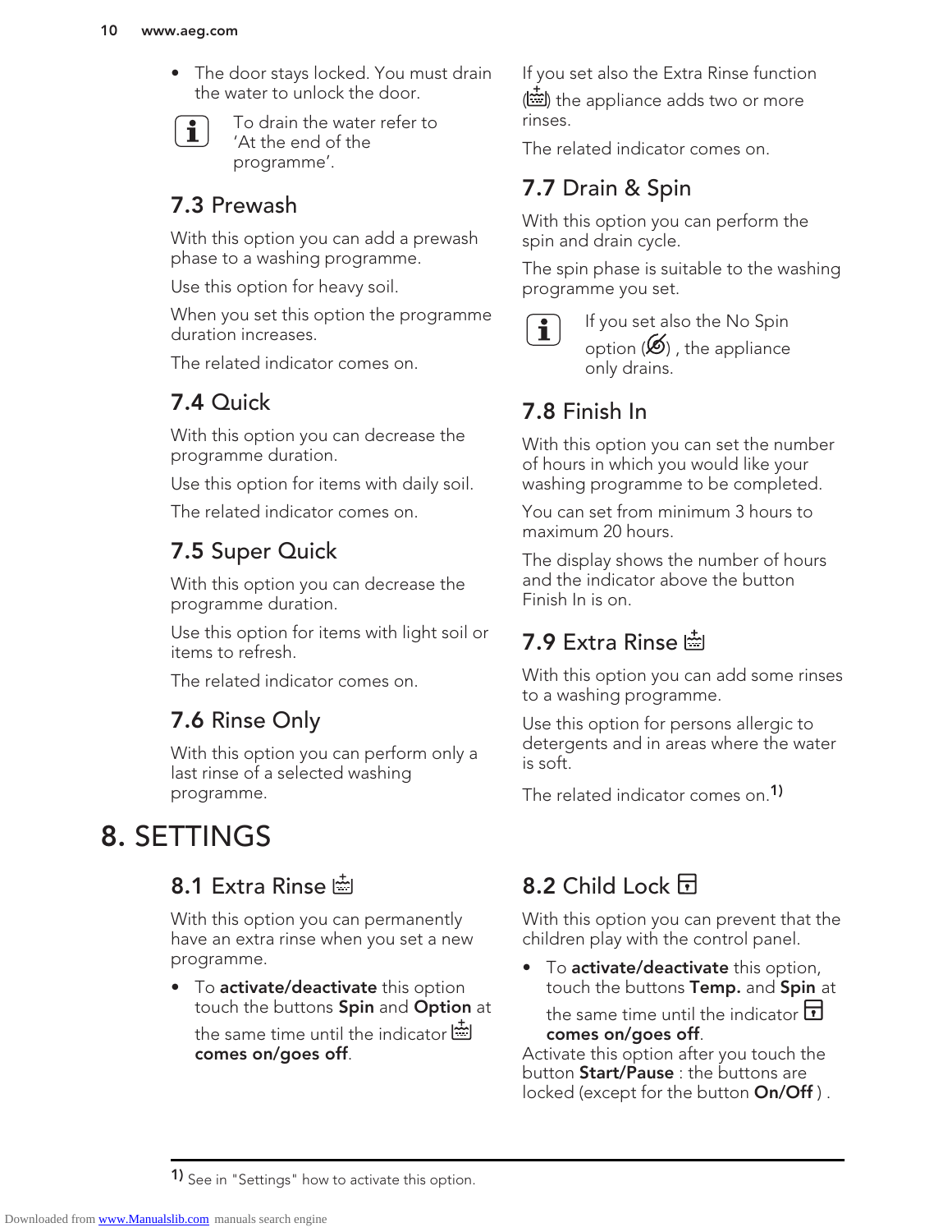- The door stays locked. You must drain the water to unlock the door.

To drain the water refer to 'At the end of the programme'.

### 7.3 Prewash

With this option you can add a prewash phase to a washing programme.

Use this option for heavy soil.

When you set this option the programme duration increases.

The related indicator comes on.

### 7.4 Quick

With this option you can decrease the programme duration.

Use this option for items with daily soil.

The related indicator comes on.

### 7.5 Super Quick

With this option you can decrease the programme duration.

Use this option for items with light soil or items to refresh.

The related indicator comes on.

### 7.6 Rinse Only

With this option you can perform only a last rinse of a selected washing programme.

If you set also the Extra Rinse function () the appliance adds two or more rinses.

The related indicator comes on.

### 7.7 Drain & Spin

With this option you can perform the spin and drain cycle.

The spin phase is suitable to the washing programme you set.

If you set also the No Spin option () , the appliance only drains.

### 7.8 Finish In

With this option you can set the number of hours in which you would like your washing programme to be completed.

You can set from minimum 3 hours to maximum 20 hours.

The display shows the number of hours and the indicator above the button Finish In is on.

### 7.9 Extra Rinse

With this option you can add some rinses to a washing programme.

Use this option for persons allergic to detergents and in areas where the water is soft.

The related indicator comes on.[1]

## 8. SETTINGS

### 8.1 Extra Rinse

With this option you can permanently have an extra rinse when you set a new programme.

- To **activate/deactivate** this option touch the buttons **Spin** and **Option** at the same time until the indicator **comes on/goes off**.

### 8.2 Child Lock

With this option you can prevent that the children play with the control panel.

- To **activate/deactivate** this option, touch the buttons **Temp.** and **Spin** at the same time until the indicator **comes on/goes off**.

Activate this option after you touch the button **Start/Pause** : the buttons are locked (except for the button **On/Off** ) .

[1] See in "Settings" how to activate this option.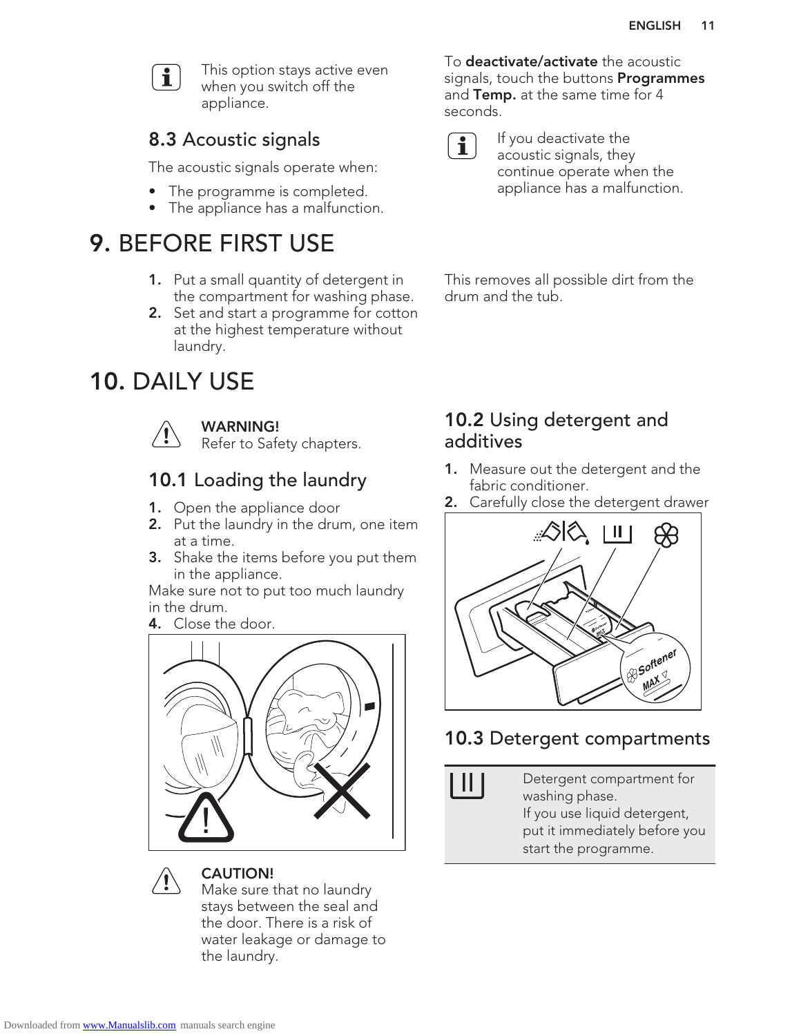This option stays active even when you switch off the appliance.

### 8.3 Acoustic signals

The acoustic signals operate when:

- The programme is completed.
- The appliance has a malfunction.

To **deactivate/activate** the acoustic signals, touch the buttons **Programmes** and **Temp.** at the same time for 4 seconds.

If you deactivate the acoustic signals, they continue operate when the appliance has a malfunction.

## 9. BEFORE FIRST USE

1. Put a small quantity of detergent in the compartment for washing phase.
2. Set and start a programme for cotton at the highest temperature without laundry.

This removes all possible dirt from the drum and the tub.

## 10. DAILY USE

**WARNING!**
Refer to Safety chapters.

### 10.1 Loading the laundry

1. Open the appliance door
2. Put the laundry in the drum, one item at a time.
3. Shake the items before you put them in the appliance.

Make sure not to put too much laundry in the drum.

4. Close the door.

**CAUTION!**
Make sure that no laundry stays between the seal and the door. There is a risk of water leakage or damage to the laundry.

### 10.2 Using detergent and additives

1. Measure out the detergent and the fabric conditioner.
2. Carefully close the detergent drawer

### 10.3 Detergent compartments

| | |
|---|---|
| II | Detergent compartment for washing phase. If you use liquid detergent, put it immediately before you start the programme. |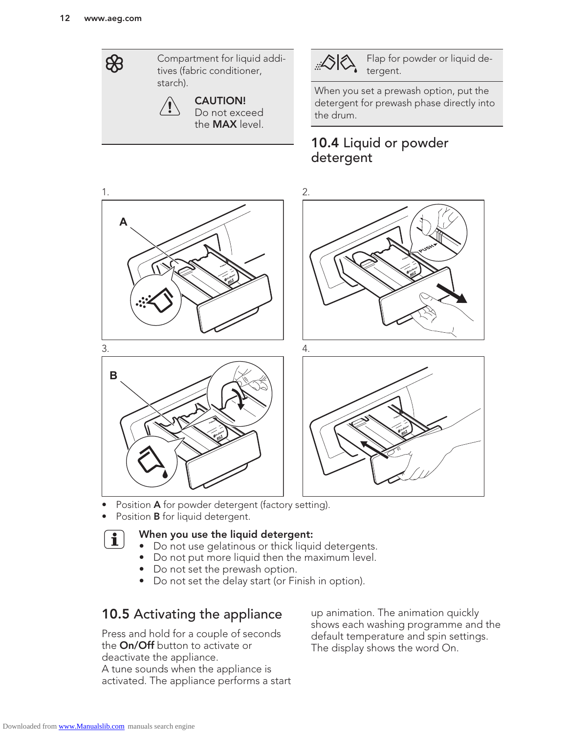| | |
|---|---|
| Compartment for liquid additives (fabric conditioner, starch). | |
| **CAUTION!** Do not exceed the **MAX** level. | |

| | |
|---|---|
| Flap for powder or liquid detergent. | |
| When you set a prewash option, put the detergent for prewash phase directly into the drum. | |

## 10.4 Liquid or powder detergent

1.

2.

3.

4.

- Position **A** for powder detergent (factory setting).
- Position **B** for liquid detergent.

**When you use the liquid detergent:**

- Do not use gelatinous or thick liquid detergents.
- Do not put more liquid then the maximum level.
- Do not set the prewash option.
- Do not set the delay start (or Finish in option).

## 10.5 Activating the appliance

Press and hold for a couple of seconds the **On/Off** button to activate or deactivate the appliance.
A tune sounds when the appliance is activated. The appliance performs a start up animation. The animation quickly shows each washing programme and the default temperature and spin settings. The display shows the word On.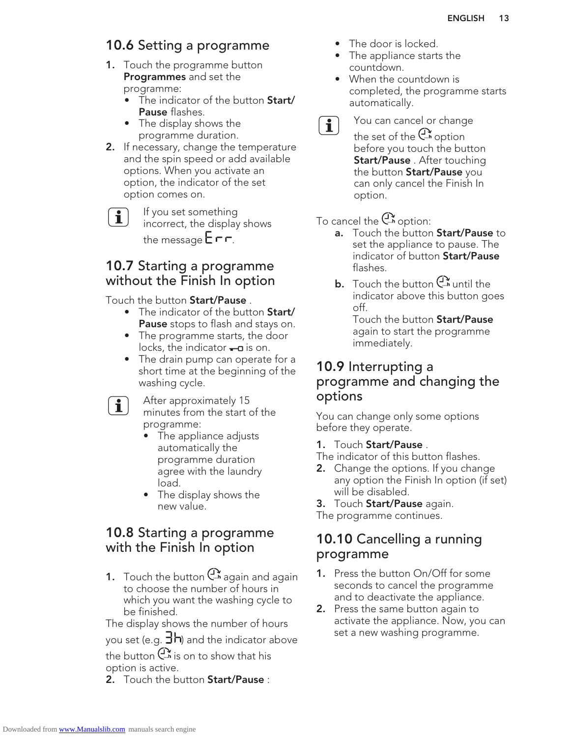## 10.6 Setting a programme

1. Touch the programme button **Programmes** and set the programme:
   - The indicator of the button **Start/Pause** flashes.
   - The display shows the programme duration.
2. If necessary, change the temperature and the spin speed or add available options. When you activate an option, the indicator of the set option comes on.

> If you set something incorrect, the display shows the message Err.

## 10.7 Starting a programme without the Finish In option

Touch the button **Start/Pause** .
- The indicator of the button **Start/Pause** stops to flash and stays on.
- The programme starts, the door locks, the indicator is on.
- The drain pump can operate for a short time at the beginning of the washing cycle.

> After approximately 15 minutes from the start of the programme:
> - The appliance adjusts automatically the programme duration agree with the laundry load.
> - The display shows the new value.

## 10.8 Starting a programme with the Finish In option

1. Touch the button again and again to choose the number of hours in which you want the washing cycle to be finished.

The display shows the number of hours you set (e.g. 3h) and the indicator above the button is on to show that his option is active.

2. Touch the button **Start/Pause** :
   - The door is locked.
   - The appliance starts the countdown.
   - When the countdown is completed, the programme starts automatically.

> You can cancel or change the set of the option before you touch the button **Start/Pause** . After touching the button **Start/Pause** you can only cancel the Finish In option.

To cancel the option:

a. Touch the button **Start/Pause** to set the appliance to pause. The indicator of button **Start/Pause** flashes.

b. Touch the button until the indicator above this button goes off.
   Touch the button **Start/Pause** again to start the programme immediately.

## 10.9 Interrupting a programme and changing the options

You can change only some options before they operate.

1. Touch **Start/Pause** .

The indicator of this button flashes.

2. Change the options. If you change any option the Finish In option (if set) will be disabled.
3. Touch **Start/Pause** again.

The programme continues.

## 10.10 Cancelling a running programme

1. Press the button On/Off for some seconds to cancel the programme and to deactivate the appliance.
2. Press the same button again to activate the appliance. Now, you can set a new washing programme.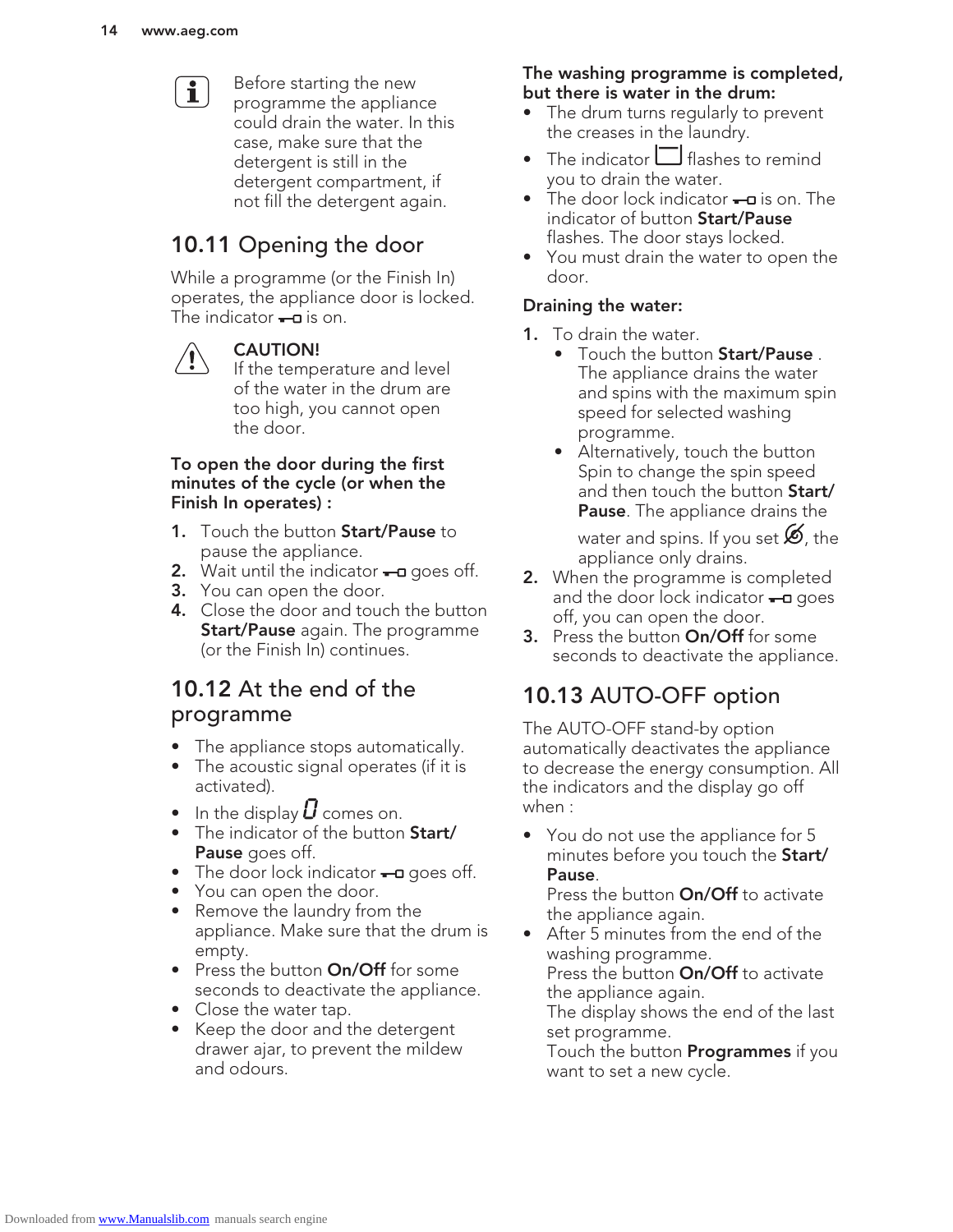Before starting the new programme the appliance could drain the water. In this case, make sure that the detergent is still in the detergent compartment, if not fill the detergent again.

## 10.11 Opening the door

While a programme (or the Finish In) operates, the appliance door is locked. The indicator is on.

**CAUTION!**
If the temperature and level of the water in the drum are too high, you cannot open the door.

**To open the door during the first minutes of the cycle (or when the Finish In operates) :**

1. Touch the button **Start/Pause** to pause the appliance.
2. Wait until the indicator goes off.
3. You can open the door.
4. Close the door and touch the button **Start/Pause** again. The programme (or the Finish In) continues.

## 10.12 At the end of the programme

- The appliance stops automatically.
- The acoustic signal operates (if it is activated).
- In the display 0 comes on.
- The indicator of the button **Start/Pause** goes off.
- The door lock indicator goes off.
- You can open the door.
- Remove the laundry from the appliance. Make sure that the drum is empty.
- Press the button **On/Off** for some seconds to deactivate the appliance.
- Close the water tap.
- Keep the door and the detergent drawer ajar, to prevent the mildew and odours.

**The washing programme is completed, but there is water in the drum:**

- The drum turns regularly to prevent the creases in the laundry.
- The indicator flashes to remind you to drain the water.
- The door lock indicator is on. The indicator of button **Start/Pause** flashes. The door stays locked.
- You must drain the water to open the door.

**Draining the water:**

1. To drain the water.
   - Touch the button **Start/Pause** . The appliance drains the water and spins with the maximum spin speed for selected washing programme.
   - Alternatively, touch the button Spin to change the spin speed and then touch the button **Start/ Pause**. The appliance drains the water and spins. If you set , the appliance only drains.
2. When the programme is completed and the door lock indicator goes off, you can open the door.
3. Press the button **On/Off** for some seconds to deactivate the appliance.

## 10.13 AUTO-OFF option

The AUTO-OFF stand-by option automatically deactivates the appliance to decrease the energy consumption. All the indicators and the display go off when :

- You do not use the appliance for 5 minutes before you touch the **Start/ Pause**.
  Press the button **On/Off** to activate the appliance again.
- After 5 minutes from the end of the washing programme.
  Press the button **On/Off** to activate the appliance again.
  The display shows the end of the last set programme.
  Touch the button **Programmes** if you want to set a new cycle.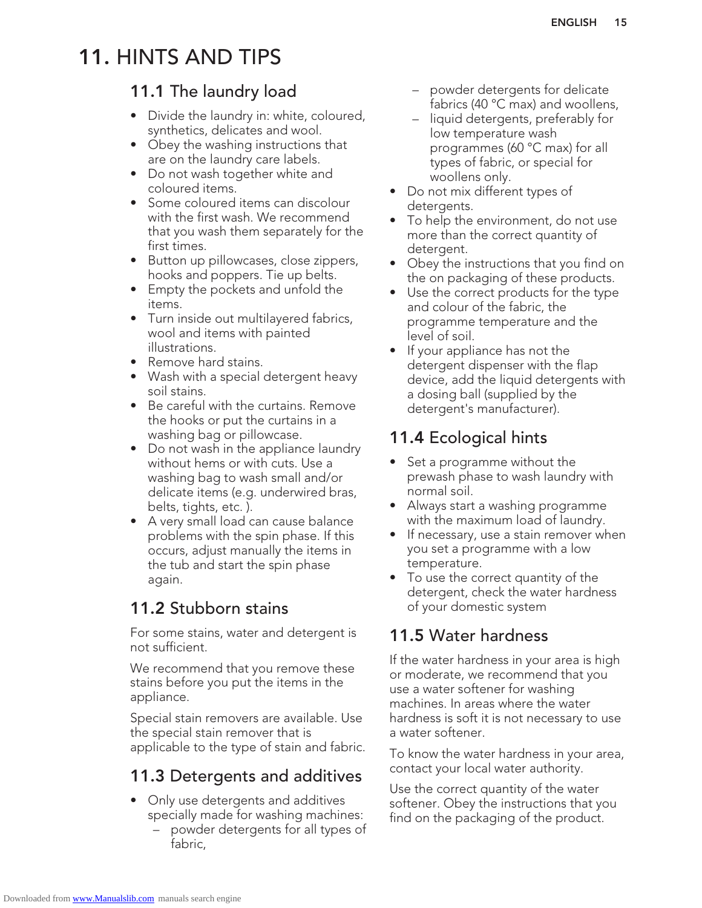# 11. HINTS AND TIPS

## 11.1 The laundry load

- Divide the laundry in: white, coloured, synthetics, delicates and wool.
- Obey the washing instructions that are on the laundry care labels.
- Do not wash together white and coloured items.
- Some coloured items can discolour with the first wash. We recommend that you wash them separately for the first times.
- Button up pillowcases, close zippers, hooks and poppers. Tie up belts.
- Empty the pockets and unfold the items.
- Turn inside out multilayered fabrics, wool and items with painted illustrations.
- Remove hard stains.
- Wash with a special detergent heavy soil stains.
- Be careful with the curtains. Remove the hooks or put the curtains in a washing bag or pillowcase.
- Do not wash in the appliance laundry without hems or with cuts. Use a washing bag to wash small and/or delicate items (e.g. underwired bras, belts, tights, etc. ).
- A very small load can cause balance problems with the spin phase. If this occurs, adjust manually the items in the tub and start the spin phase again.

## 11.2 Stubborn stains

For some stains, water and detergent is not sufficient.

We recommend that you remove these stains before you put the items in the appliance.

Special stain removers are available. Use the special stain remover that is applicable to the type of stain and fabric.

## 11.3 Detergents and additives

- Only use detergents and additives specially made for washing machines:
  - powder detergents for all types of fabric,
  - powder detergents for delicate fabrics (40 °C max) and woollens,
  - liquid detergents, preferably for low temperature wash programmes (60 °C max) for all types of fabric, or special for woollens only.
- Do not mix different types of detergents.
- To help the environment, do not use more than the correct quantity of detergent.
- Obey the instructions that you find on the on packaging of these products.
- Use the correct products for the type and colour of the fabric, the programme temperature and the level of soil.
- If your appliance has not the detergent dispenser with the flap device, add the liquid detergents with a dosing ball (supplied by the detergent's manufacturer).

## 11.4 Ecological hints

- Set a programme without the prewash phase to wash laundry with normal soil.
- Always start a washing programme with the maximum load of laundry.
- If necessary, use a stain remover when you set a programme with a low temperature.
- To use the correct quantity of the detergent, check the water hardness of your domestic system

## 11.5 Water hardness

If the water hardness in your area is high or moderate, we recommend that you use a water softener for washing machines. In areas where the water hardness is soft it is not necessary to use a water softener.

To know the water hardness in your area, contact your local water authority.

Use the correct quantity of the water softener. Obey the instructions that you find on the packaging of the product.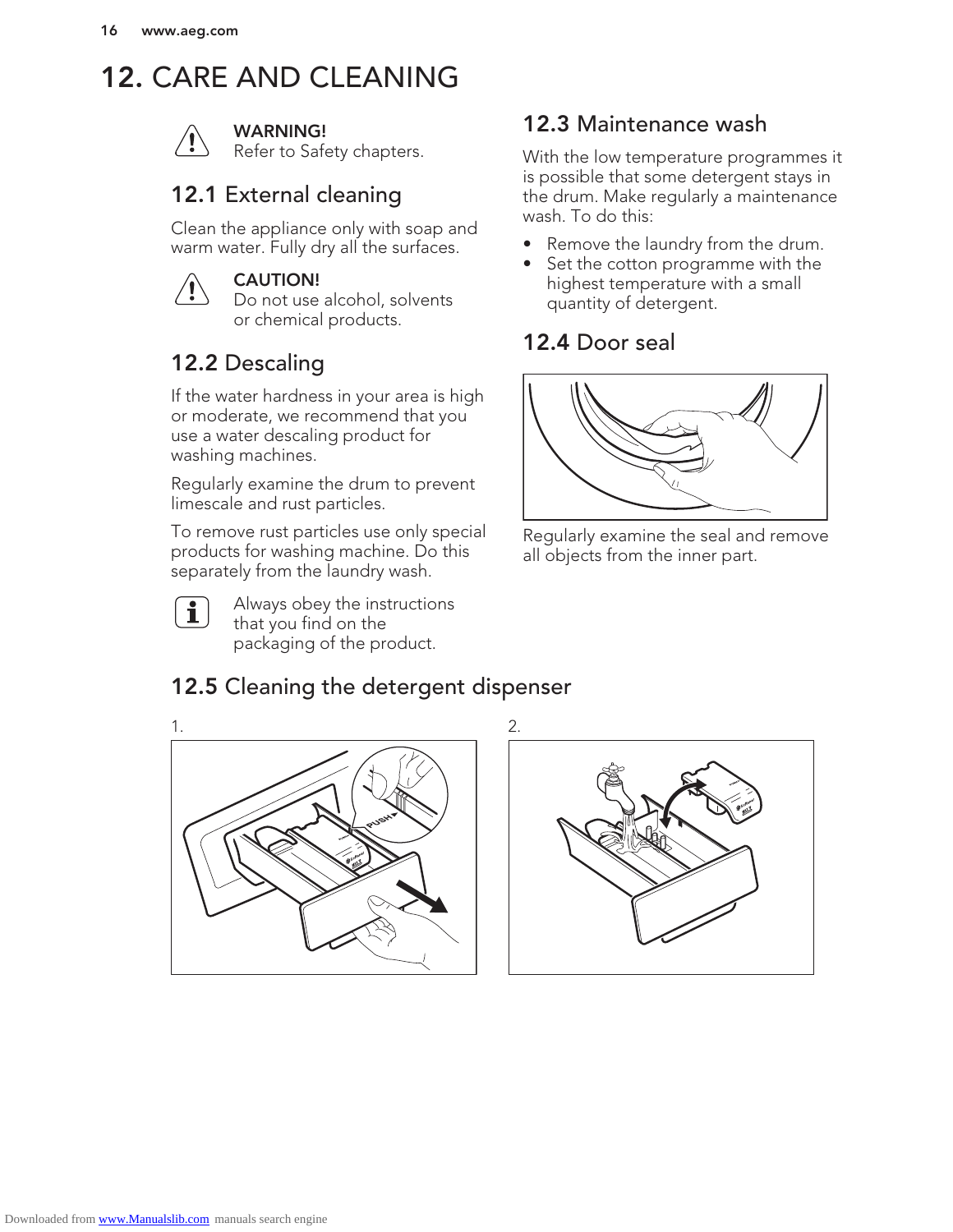# 12. CARE AND CLEANING

**WARNING!**
Refer to Safety chapters.

## 12.1 External cleaning

Clean the appliance only with soap and warm water. Fully dry all the surfaces.

**CAUTION!**
Do not use alcohol, solvents or chemical products.

## 12.2 Descaling

If the water hardness in your area is high or moderate, we recommend that you use a water descaling product for washing machines.

Regularly examine the drum to prevent limescale and rust particles.

To remove rust particles use only special products for washing machine. Do this separately from the laundry wash.

Always obey the instructions that you find on the packaging of the product.

## 12.3 Maintenance wash

With the low temperature programmes it is possible that some detergent stays in the drum. Make regularly a maintenance wash. To do this:

- Remove the laundry from the drum.
- Set the cotton programme with the highest temperature with a small quantity of detergent.

## 12.4 Door seal

Regularly examine the seal and remove all objects from the inner part.

## 12.5 Cleaning the detergent dispenser

1.

2.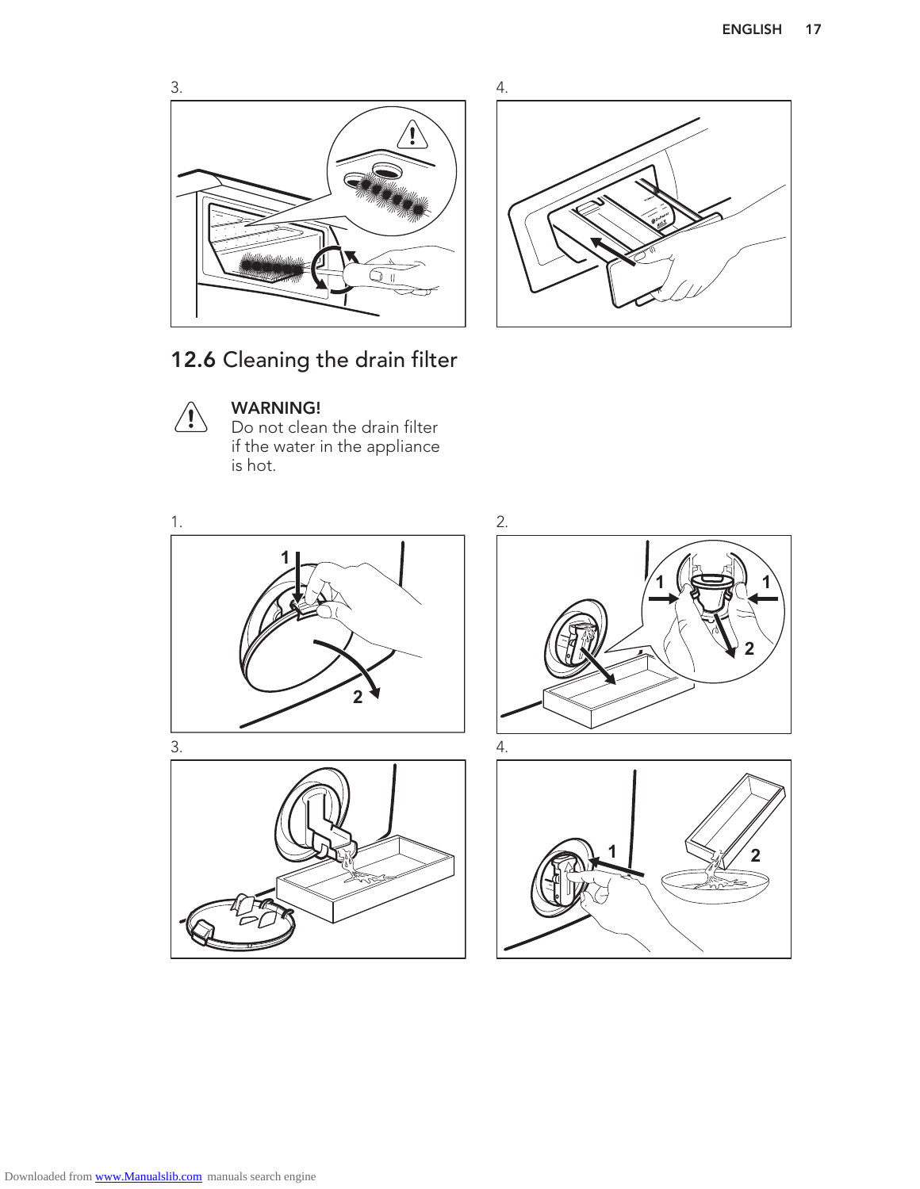3.

4.

## 12.6 Cleaning the drain filter

**WARNING!**
Do not clean the drain filter if the water in the appliance is hot.

1.

2.

3.

4.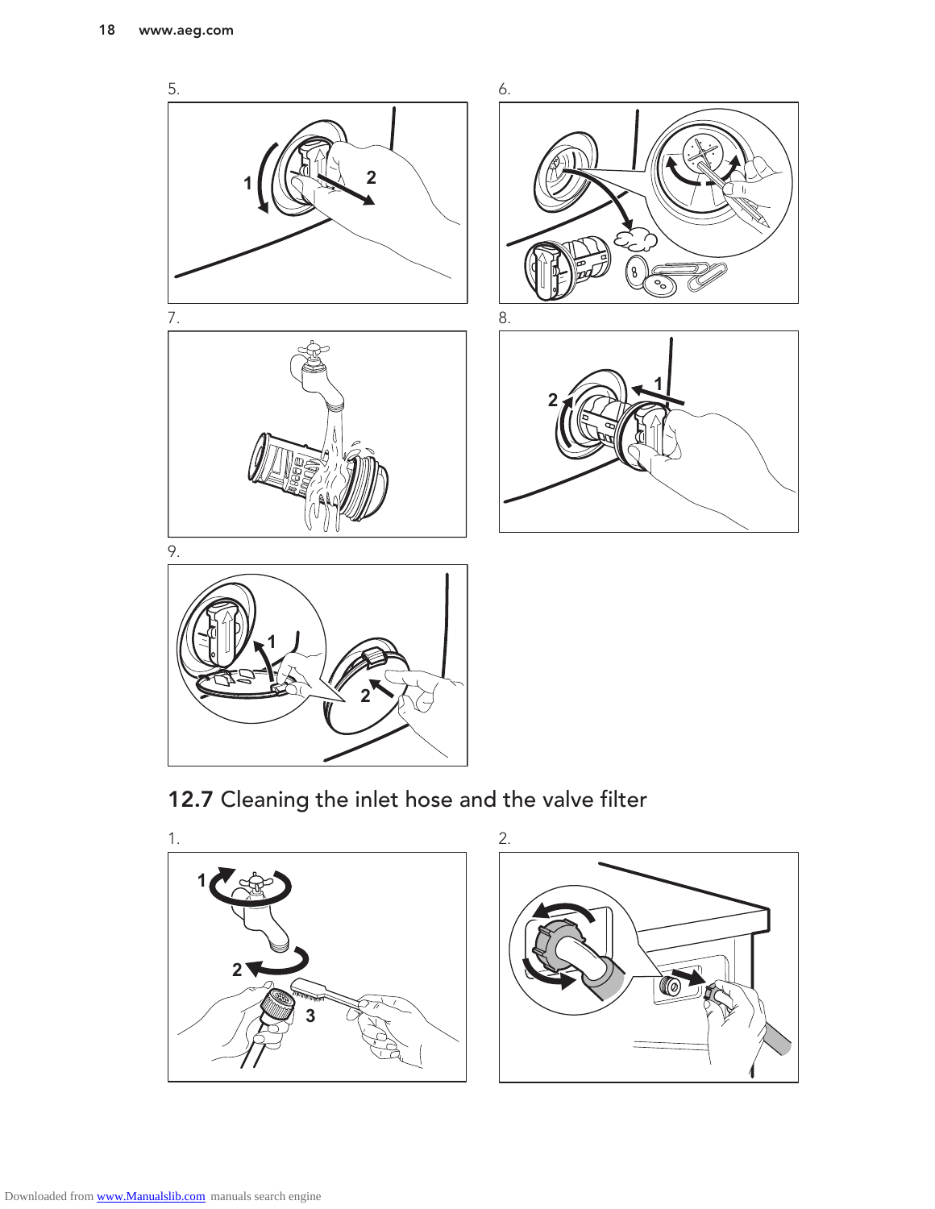5.

6.

7.

8.

9.

## 12.7 Cleaning the inlet hose and the valve filter

1.

2.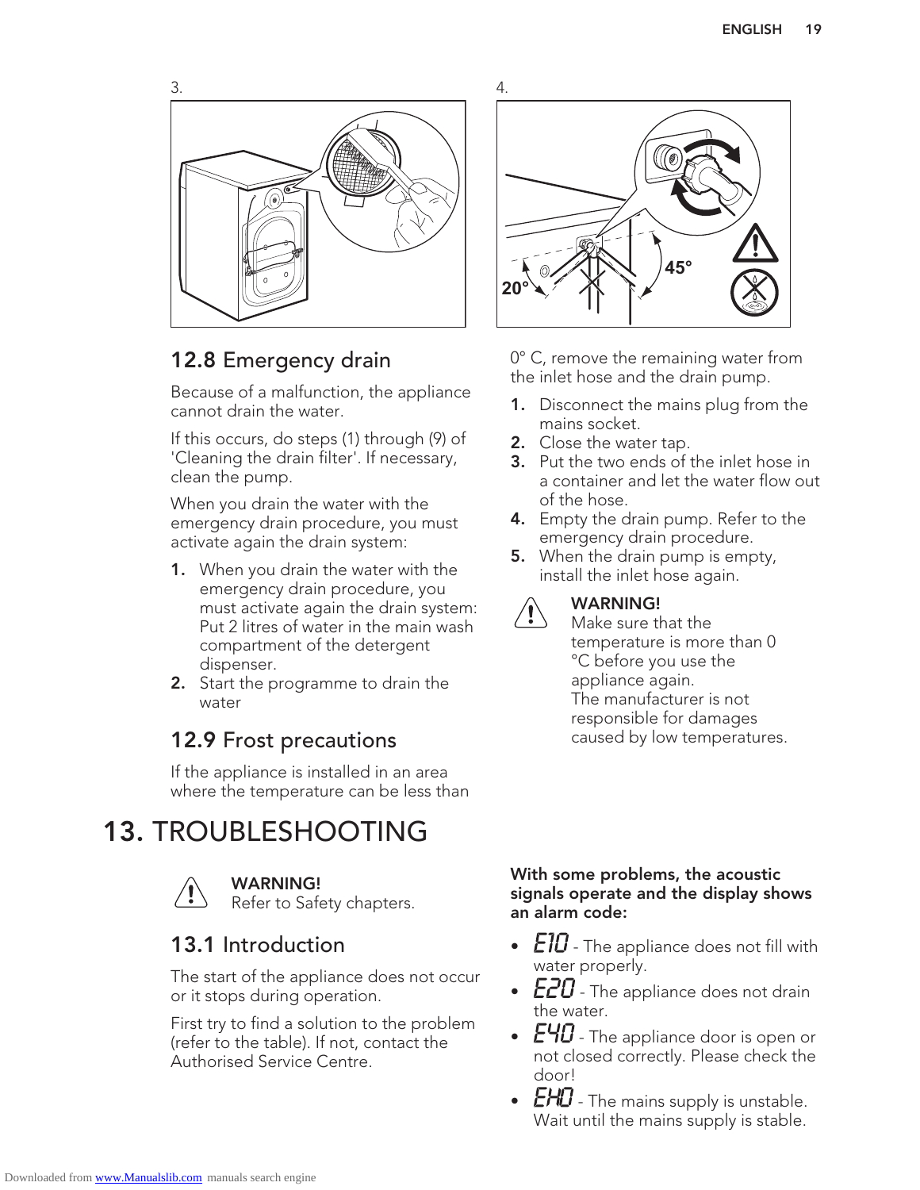3.

4.

20°

45°

## 12.8 Emergency drain

Because of a malfunction, the appliance cannot drain the water.

If this occurs, do steps (1) through (9) of 'Cleaning the drain filter'. If necessary, clean the pump.

When you drain the water with the emergency drain procedure, you must activate again the drain system:

1. When you drain the water with the emergency drain procedure, you must activate again the drain system: Put 2 litres of water in the main wash compartment of the detergent dispenser.
2. Start the programme to drain the water

## 12.9 Frost precautions

If the appliance is installed in an area where the temperature can be less than 0° C, remove the remaining water from the inlet hose and the drain pump.

1. Disconnect the mains plug from the mains socket.
2. Close the water tap.
3. Put the two ends of the inlet hose in a container and let the water flow out of the hose.
4. Empty the drain pump. Refer to the emergency drain procedure.
5. When the drain pump is empty, install the inlet hose again.

**WARNING!**
Make sure that the temperature is more than 0 °C before you use the appliance again.
The manufacturer is not responsible for damages caused by low temperatures.

# 13. TROUBLESHOOTING

**WARNING!**
Refer to Safety chapters.

## 13.1 Introduction

The start of the appliance does not occur or it stops during operation.

First try to find a solution to the problem (refer to the table). If not, contact the Authorised Service Centre.

**With some problems, the acoustic signals operate and the display shows an alarm code:**

- E10 - The appliance does not fill with water properly.
- E20 - The appliance does not drain the water.
- E40 - The appliance door is open or not closed correctly. Please check the door!
- EH0 - The mains supply is unstable. Wait until the mains supply is stable.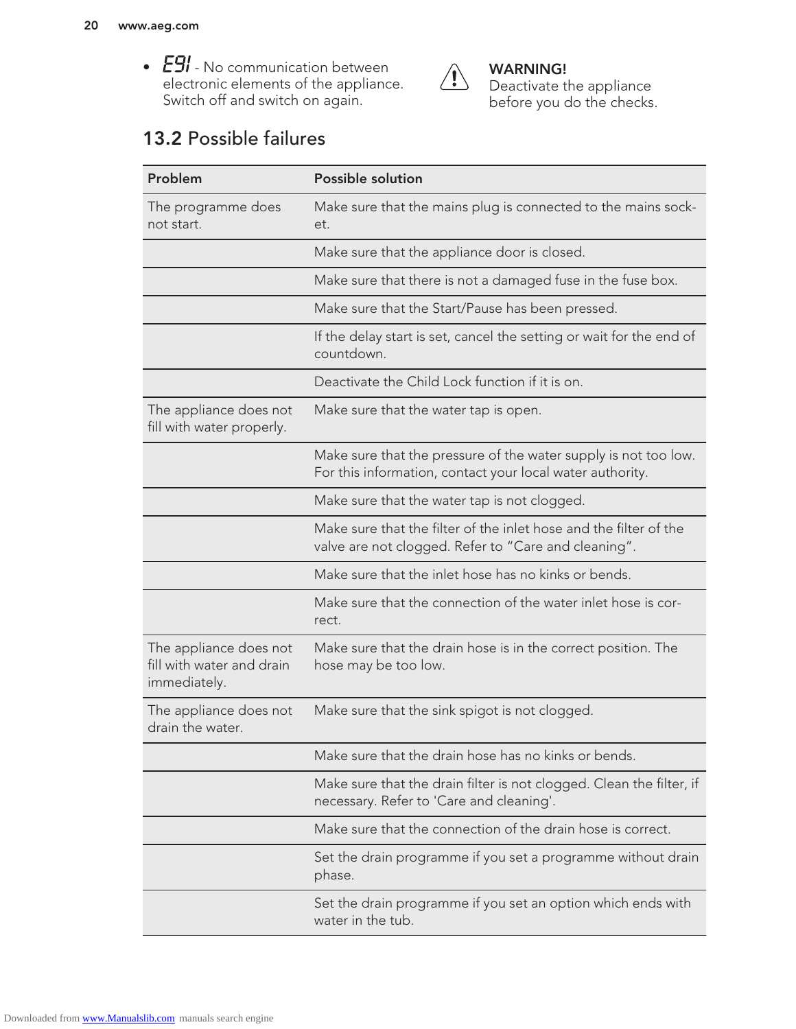- E91 - No communication between electronic elements of the appliance. Switch off and switch on again.

**WARNING!**
Deactivate the appliance before you do the checks.

## 13.2 Possible failures

| Problem | Possible solution |
| --- | --- |
| The programme does not start. | Make sure that the mains plug is connected to the mains socket. |
| | Make sure that the appliance door is closed. |
| | Make sure that there is not a damaged fuse in the fuse box. |
| | Make sure that the Start/Pause has been pressed. |
| | If the delay start is set, cancel the setting or wait for the end of countdown. |
| | Deactivate the Child Lock function if it is on. |
| The appliance does not fill with water properly. | Make sure that the water tap is open. |
| | Make sure that the pressure of the water supply is not too low. For this information, contact your local water authority. |
| | Make sure that the water tap is not clogged. |
| | Make sure that the filter of the inlet hose and the filter of the valve are not clogged. Refer to "Care and cleaning". |
| | Make sure that the inlet hose has no kinks or bends. |
| | Make sure that the connection of the water inlet hose is correct. |
| The appliance does not fill with water and drain immediately. | Make sure that the drain hose is in the correct position. The hose may be too low. |
| The appliance does not drain the water. | Make sure that the sink spigot is not clogged. |
| | Make sure that the drain hose has no kinks or bends. |
| | Make sure that the drain filter is not clogged. Clean the filter, if necessary. Refer to 'Care and cleaning'. |
| | Make sure that the connection of the drain hose is correct. |
| | Set the drain programme if you set a programme without drain phase. |
| | Set the drain programme if you set an option which ends with water in the tub. |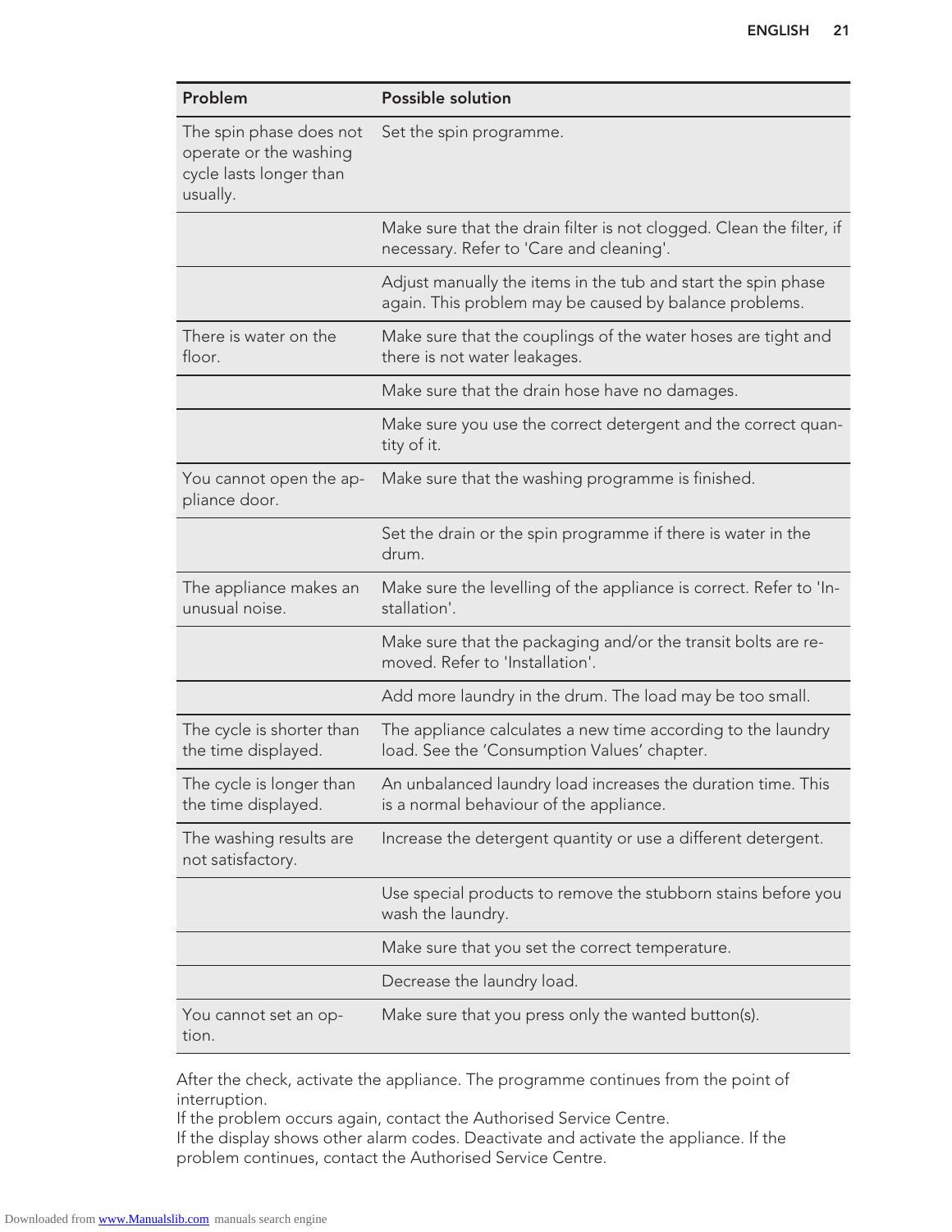| Problem | Possible solution |
| --- | --- |
| The spin phase does not operate or the washing cycle lasts longer than usually. | Set the spin programme. |
| | Make sure that the drain filter is not clogged. Clean the filter, if necessary. Refer to 'Care and cleaning'. |
| | Adjust manually the items in the tub and start the spin phase again. This problem may be caused by balance problems. |
| There is water on the floor. | Make sure that the couplings of the water hoses are tight and there is not water leakages. |
| | Make sure that the drain hose have no damages. |
| | Make sure you use the correct detergent and the correct quantity of it. |
| You cannot open the appliance door. | Make sure that the washing programme is finished. |
| | Set the drain or the spin programme if there is water in the drum. |
| The appliance makes an unusual noise. | Make sure the levelling of the appliance is correct. Refer to 'Installation'. |
| | Make sure that the packaging and/or the transit bolts are removed. Refer to 'Installation'. |
| | Add more laundry in the drum. The load may be too small. |
| The cycle is shorter than the time displayed. | The appliance calculates a new time according to the laundry load. See the 'Consumption Values' chapter. |
| The cycle is longer than the time displayed. | An unbalanced laundry load increases the duration time. This is a normal behaviour of the appliance. |
| The washing results are not satisfactory. | Increase the detergent quantity or use a different detergent. |
| | Use special products to remove the stubborn stains before you wash the laundry. |
| | Make sure that you set the correct temperature. |
| | Decrease the laundry load. |
| You cannot set an option. | Make sure that you press only the wanted button(s). |

After the check, activate the appliance. The programme continues from the point of interruption.
If the problem occurs again, contact the Authorised Service Centre.
If the display shows other alarm codes. Deactivate and activate the appliance. If the problem continues, contact the Authorised Service Centre.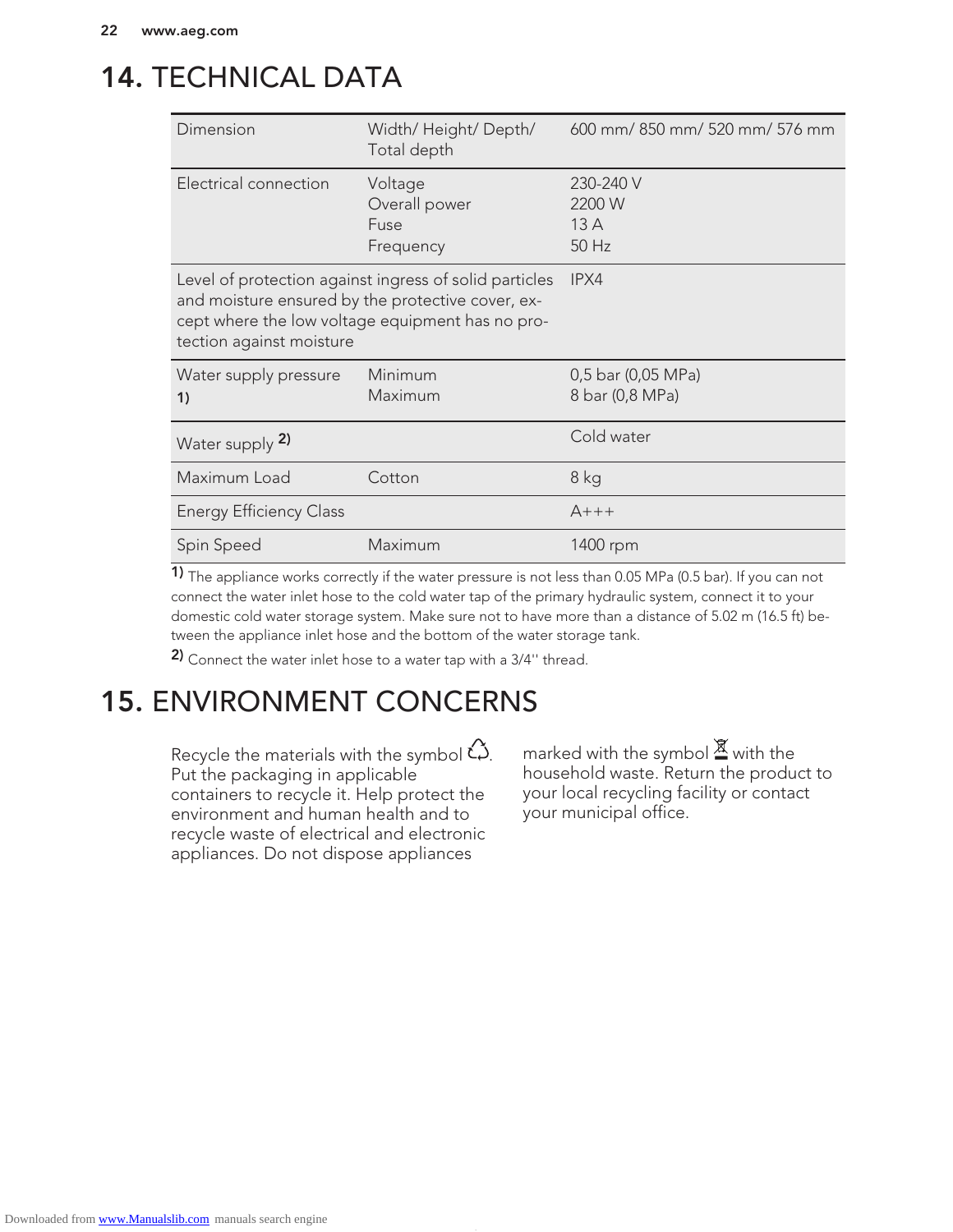# 14. TECHNICAL DATA

| | | |
|---|---|---|
| Dimension | Width/ Height/ Depth/ Total depth | 600 mm/ 850 mm/ 520 mm/ 576 mm |
| Electrical connection | Voltage<br>Overall power<br>Fuse<br>Frequency | 230-240 V<br>2200 W<br>13 A<br>50 Hz |
| Level of protection against ingress of solid particles and moisture ensured by the protective cover, except where the low voltage equipment has no protection against moisture | | IPX4 |
| Water supply pressure [1] | Minimum<br>Maximum | 0,5 bar (0,05 MPa)<br>8 bar (0,8 MPa) |
| Water supply [2] | | Cold water |
| Maximum Load | Cotton | 8 kg |
| Energy Efficiency Class | | A+++ |
| Spin Speed | Maximum | 1400 rpm |

[1] The appliance works correctly if the water pressure is not less than 0.05 MPa (0.5 bar). If you can not connect the water inlet hose to the cold water tap of the primary hydraulic system, connect it to your domestic cold water storage system. Make sure not to have more than a distance of 5.02 m (16.5 ft) between the appliance inlet hose and the bottom of the water storage tank.

[2] Connect the water inlet hose to a water tap with a 3/4'' thread.

# 15. ENVIRONMENT CONCERNS

Recycle the materials with the symbol ♲. Put the packaging in applicable containers to recycle it. Help protect the environment and human health and to recycle waste of electrical and electronic appliances. Do not dispose appliances marked with the symbol with the household waste. Return the product to your local recycling facility or contact your municipal office.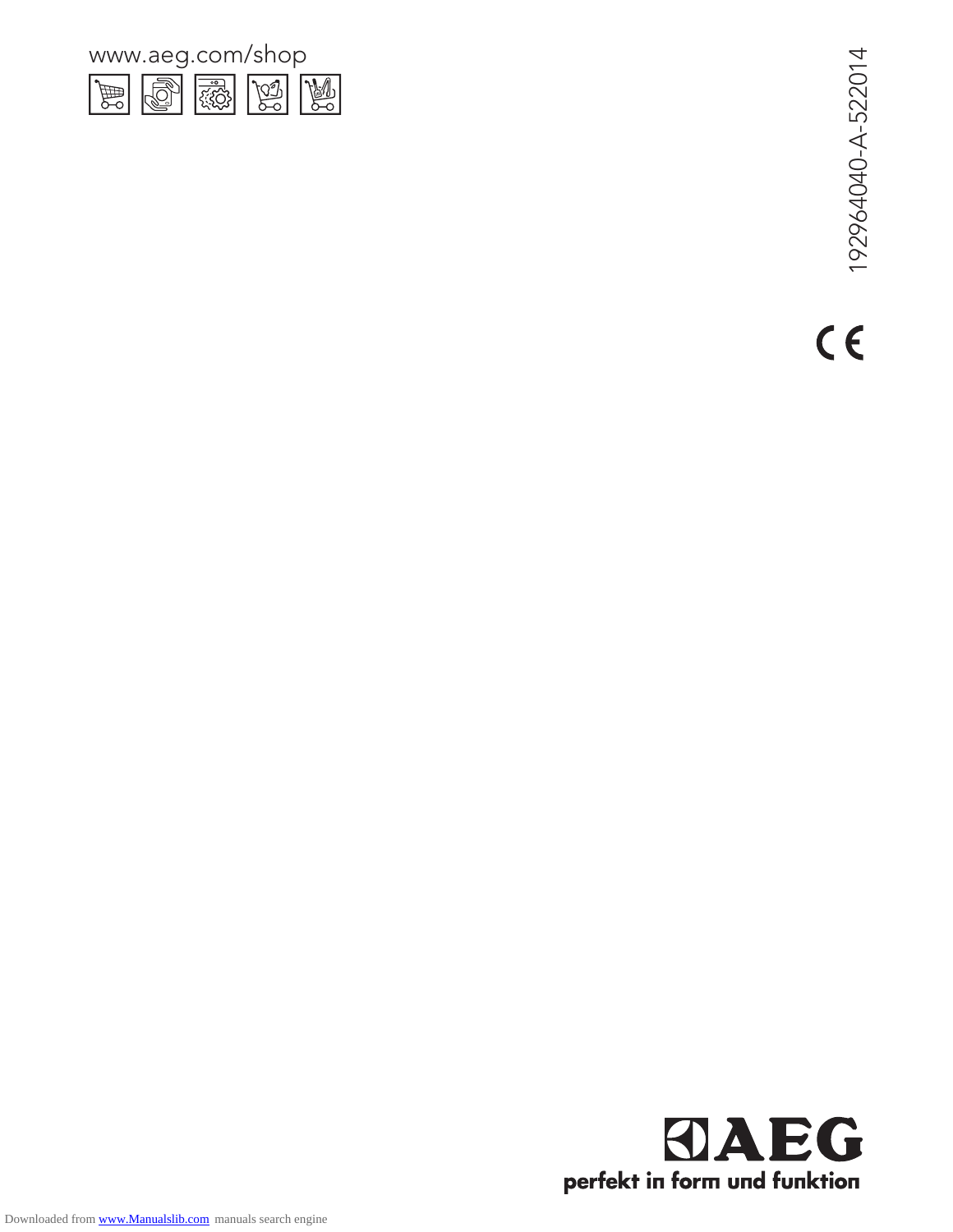www.aeg.com/shop

192964040-A-522014

CE

AEG
perfekt in form und funktion